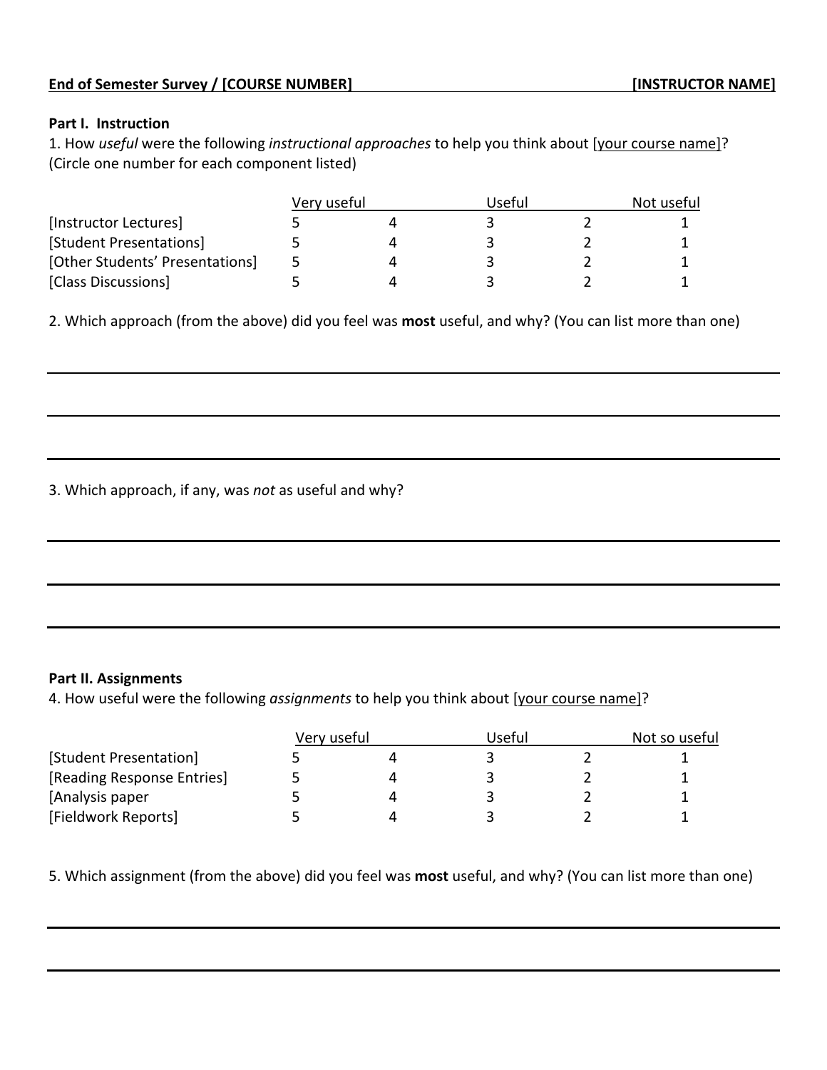**End of Semester Survey / [COURSE NUMBER]** **[INSTRUCTOR NAME]**

**Part I. Instruction**

1. How *useful* were the following *instructional approaches* to help you think about [your course name]? (Circle one number for each component listed)

| | Very useful | | Useful | | Not useful |
|---|---|---|---|---|---|
| [Instructor Lectures] | 5 | 4 | 3 | 2 | 1 |
| [Student Presentations] | 5 | 4 | 3 | 2 | 1 |
| [Other Students' Presentations] | 5 | 4 | 3 | 2 | 1 |
| [Class Discussions] | 5 | 4 | 3 | 2 | 1 |

2. Which approach (from the above) did you feel was **most** useful, and why? (You can list more than one)

______________________________________________

______________________________________________

______________________________________________

3. Which approach, if any, was *not* as useful and why?

______________________________________________

______________________________________________

______________________________________________

**Part II. Assignments**

4. How useful were the following *assignments* to help you think about [your course name]?

| | Very useful | | Useful | | Not so useful |
|---|---|---|---|---|---|
| [Student Presentation] | 5 | 4 | 3 | 2 | 1 |
| [Reading Response Entries] | 5 | 4 | 3 | 2 | 1 |
| [Analysis paper | 5 | 4 | 3 | 2 | 1 |
| [Fieldwork Reports] | 5 | 4 | 3 | 2 | 1 |

5. Which assignment (from the above) did you feel was **most** useful, and why? (You can list more than one)

______________________________________________

______________________________________________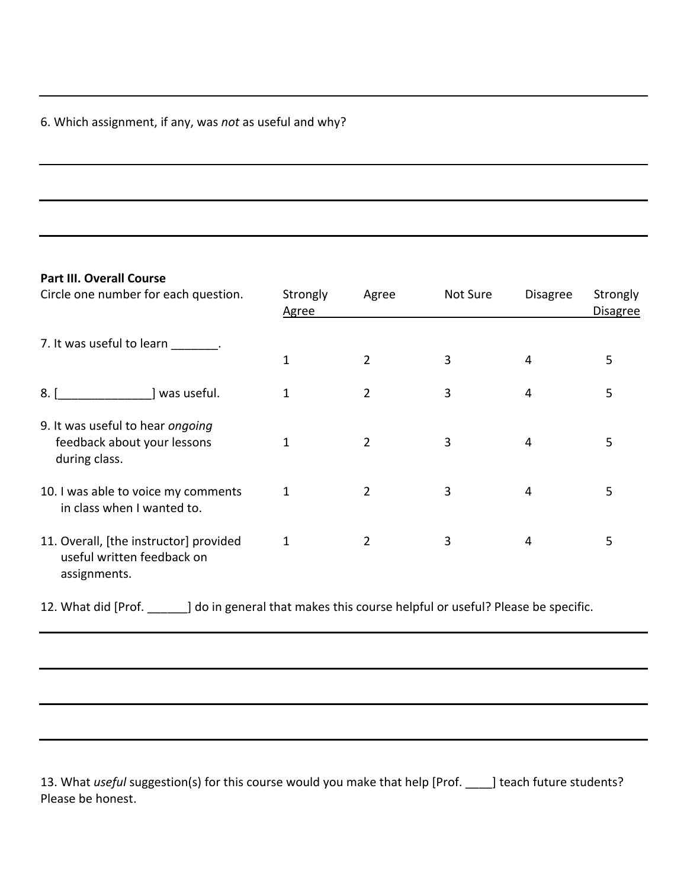6. Which assignment, if any, was *not* as useful and why?

**Part III. Overall Course**

| Circle one number for each question. | Strongly Agree | Agree | Not Sure | Disagree | Strongly Disagree |
|---|---|---|---|---|---|
| 7. It was useful to learn _______. | 1 | 2 | 3 | 4 | 5 |
| 8. [______________] was useful. | 1 | 2 | 3 | 4 | 5 |
| 9. It was useful to hear *ongoing* feedback about your lessons during class. | 1 | 2 | 3 | 4 | 5 |
| 10. I was able to voice my comments in class when I wanted to. | 1 | 2 | 3 | 4 | 5 |
| 11. Overall, [the instructor] provided useful written feedback on assignments. | 1 | 2 | 3 | 4 | 5 |

12. What did [Prof. ______] do in general that makes this course helpful or useful? Please be specific.

13. What *useful* suggestion(s) for this course would you make that help [Prof. ____] teach future students? Please be honest.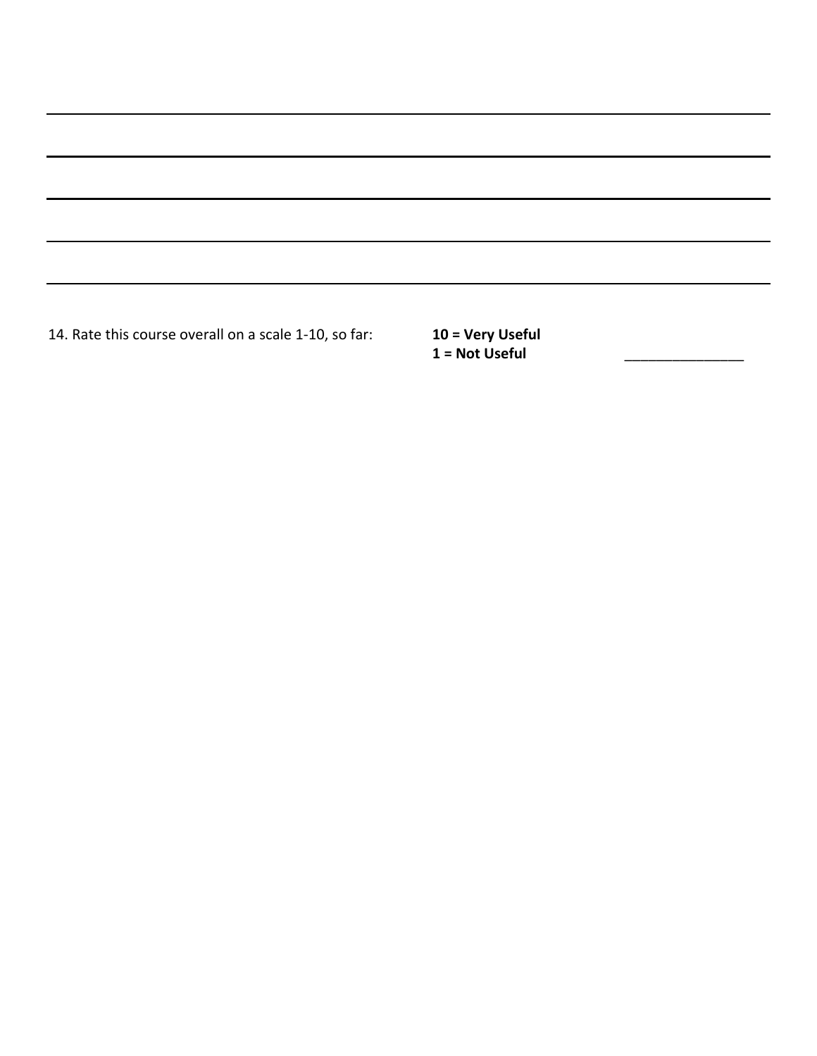14. Rate this course overall on a scale 1-10, so far: **10 = Very Useful** **1 = Not Useful** _______________